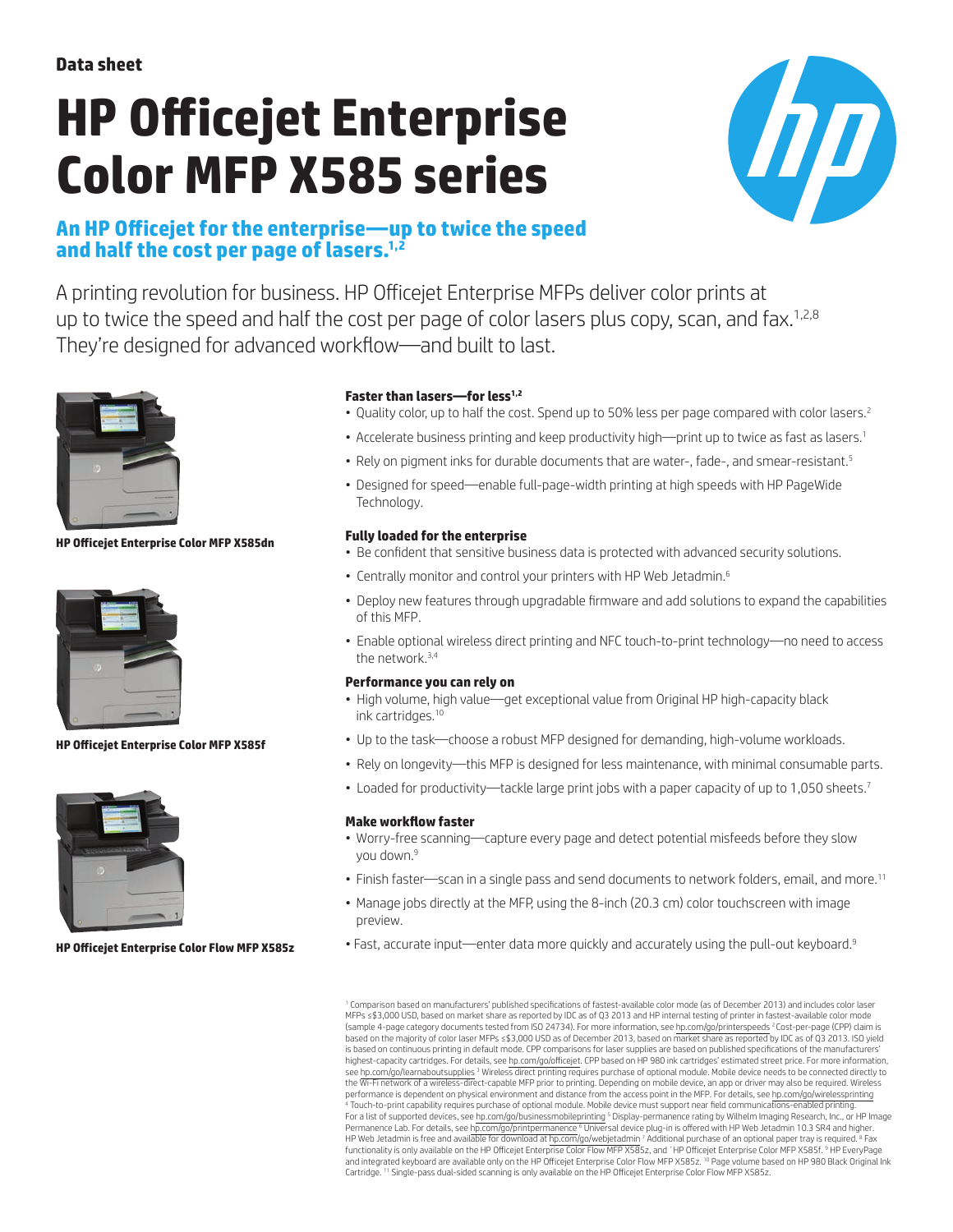Data sheet

# HP Officejet Enterprise Color MFP X585 series

## An HP Officejet for the enterprise—up to twice the speed and half the cost per page of lasers.[1,2]

A printing revolution for business. HP Officejet Enterprise MFPs deliver color prints at up to twice the speed and half the cost per page of color lasers plus copy, scan, and fax.[1,2,8] They're designed for advanced workflow—and built to last.

**HP Officejet Enterprise Color MFP X585dn**

**HP Officejet Enterprise Color MFP X585f**

**HP Officejet Enterprise Color Flow MFP X585z**

### Faster than lasers—for less[1,2]

- Quality color, up to half the cost. Spend up to 50% less per page compared with color lasers.[2]
- Accelerate business printing and keep productivity high—print up to twice as fast as lasers.[1]
- Rely on pigment inks for durable documents that are water-, fade-, and smear-resistant.[5]
- Designed for speed—enable full-page-width printing at high speeds with HP PageWide Technology.

### Fully loaded for the enterprise

- Be confident that sensitive business data is protected with advanced security solutions.
- Centrally monitor and control your printers with HP Web Jetadmin.[6]
- Deploy new features through upgradable firmware and add solutions to expand the capabilities of this MFP.
- Enable optional wireless direct printing and NFC touch-to-print technology—no need to access the network.[3,4]

### Performance you can rely on

- High volume, high value—get exceptional value from Original HP high-capacity black ink cartridges.[10]
- Up to the task—choose a robust MFP designed for demanding, high-volume workloads.
- Rely on longevity—this MFP is designed for less maintenance, with minimal consumable parts.
- Loaded for productivity—tackle large print jobs with a paper capacity of up to 1,050 sheets.[7]

### Make workflow faster

- Worry-free scanning—capture every page and detect potential misfeeds before they slow you down.[9]
- Finish faster—scan in a single pass and send documents to network folders, email, and more.[11]
- Manage jobs directly at the MFP, using the 8-inch (20.3 cm) color touchscreen with image preview.
- Fast, accurate input—enter data more quickly and accurately using the pull-out keyboard.[9]

[1] Comparison based on manufacturers' published specifications of fastest-available color mode (as of December 2013) and includes color laser MFPs ≤$3,000 USD, based on market share as reported by IDC as of Q3 2013 and HP internal testing of printer in fastest-available color mode (sample 4-page category documents tested from ISO 24734). For more information, see hp.com/go/printerspeeds [2] Cost-per-page (CPP) claim is based on the majority of color laser MFPs ≤$3,000 USD as of December 2013, based on market share as reported by IDC as of Q3 2013. ISO yield is based on continuous printing in default mode. CPP comparisons for laser supplies are based on published specifications of the manufacturers' highest-capacity cartridges. For details, see hp.com/go/officejet. CPP based on HP 980 ink cartridges' estimated street price. For more information, see hp.com/go/learnaboutsupplies [3] Wireless direct printing requires purchase of optional module. Mobile device needs to be connected directly to the Wi-Fi network of a wireless-direct-capable MFP prior to printing. Depending on mobile device, an app or driver may also be required. Wireless performance is dependent on physical environment and distance from the access point in the MFP. For details, see hp.com/go/wirelessprinting [4] Touch-to-print capability requires purchase of optional module. Mobile device must support near field communications-enabled printing. For a list of supported devices, see hp.com/go/businessmobileprinting [5] Display-permanence rating by Wilhelm Imaging Research, Inc., or HP Image Permanence Lab. For details, see hp.com/go/printpermanence [6] Universal device plug-in is offered with HP Web Jetadmin 10.3 SR4 and higher. HP Web Jetadmin is free and available for download at hp.com/go/webjetadmin [7] Additional purchase of an optional paper tray is required. [8] Fax functionality is only available on the HP Officejet Enterprise Color Flow MFP X585z, and HP Officejet Enterprise Color MFP X585f. [9] HP EveryPage and integrated keyboard are available only on the HP Officejet Enterprise Color Flow MFP X585z. [10] Page volume based on HP 980 Black Original Ink Cartridge. [11] Single-pass dual-sided scanning is only available on the HP Officejet Enterprise Color Flow MFP X585z.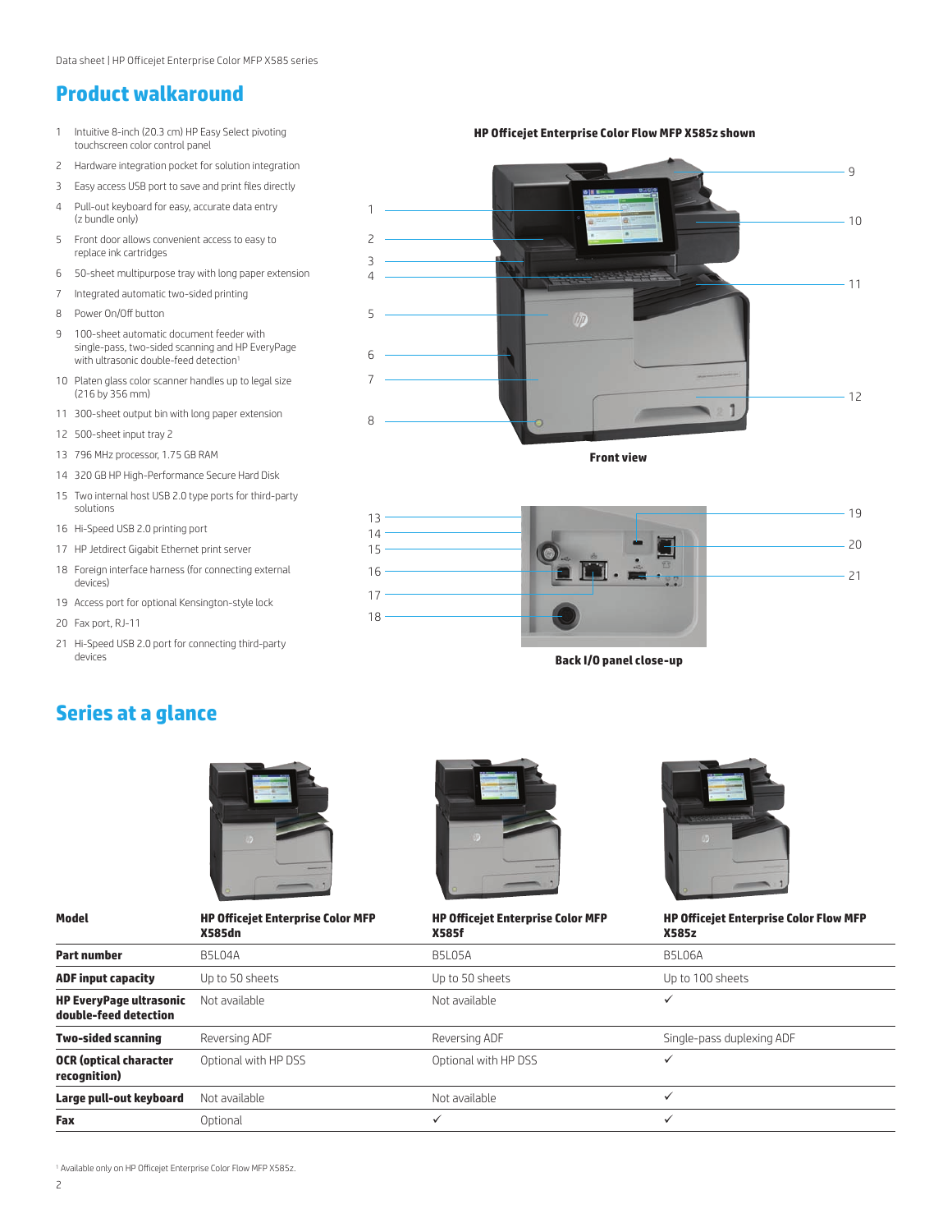## Product walkaround

1. Intuitive 8-inch (20.3 cm) HP Easy Select pivoting touchscreen color control panel
2. Hardware integration pocket for solution integration
3. Easy access USB port to save and print files directly
4. Pull-out keyboard for easy, accurate data entry (z bundle only)
5. Front door allows convenient access to easy to replace ink cartridges
6. 50-sheet multipurpose tray with long paper extension
7. Integrated automatic two-sided printing
8. Power On/Off button
9. 100-sheet automatic document feeder with single-pass, two-sided scanning and HP EveryPage with ultrasonic double-feed detection[1]
10. Platen glass color scanner handles up to legal size (216 by 356 mm)
11. 300-sheet output bin with long paper extension
12. 500-sheet input tray 2
13. 796 MHz processor, 1.75 GB RAM
14. 320 GB HP High-Performance Secure Hard Disk
15. Two internal host USB 2.0 type ports for third-party solutions
16. Hi-Speed USB 2.0 printing port
17. HP Jetdirect Gigabit Ethernet print server
18. Foreign interface harness (for connecting external devices)
19. Access port for optional Kensington-style lock
20. Fax port, RJ-11
21. Hi-Speed USB 2.0 port for connecting third-party devices

**HP Officejet Enterprise Color Flow MFP X585z shown**

**Front view**

**Back I/O panel close-up**

## Series at a glance

| Model | HP Officejet Enterprise Color MFP X585dn | HP Officejet Enterprise Color MFP X585f | HP Officejet Enterprise Color Flow MFP X585z |
|---|---|---|---|
| **Part number** | B5L04A | B5L05A | B5L06A |
| **ADF input capacity** | Up to 50 sheets | Up to 50 sheets | Up to 100 sheets |
| **HP EveryPage ultrasonic double-feed detection** | Not available | Not available | ✓ |
| **Two-sided scanning** | Reversing ADF | Reversing ADF | Single-pass duplexing ADF |
| **OCR (optical character recognition)** | Optional with HP DSS | Optional with HP DSS | ✓ |
| **Large pull-out keyboard** | Not available | Not available | ✓ |
| **Fax** | Optional | ✓ | ✓ |

[1] Available only on HP Officejet Enterprise Color Flow MFP X585z.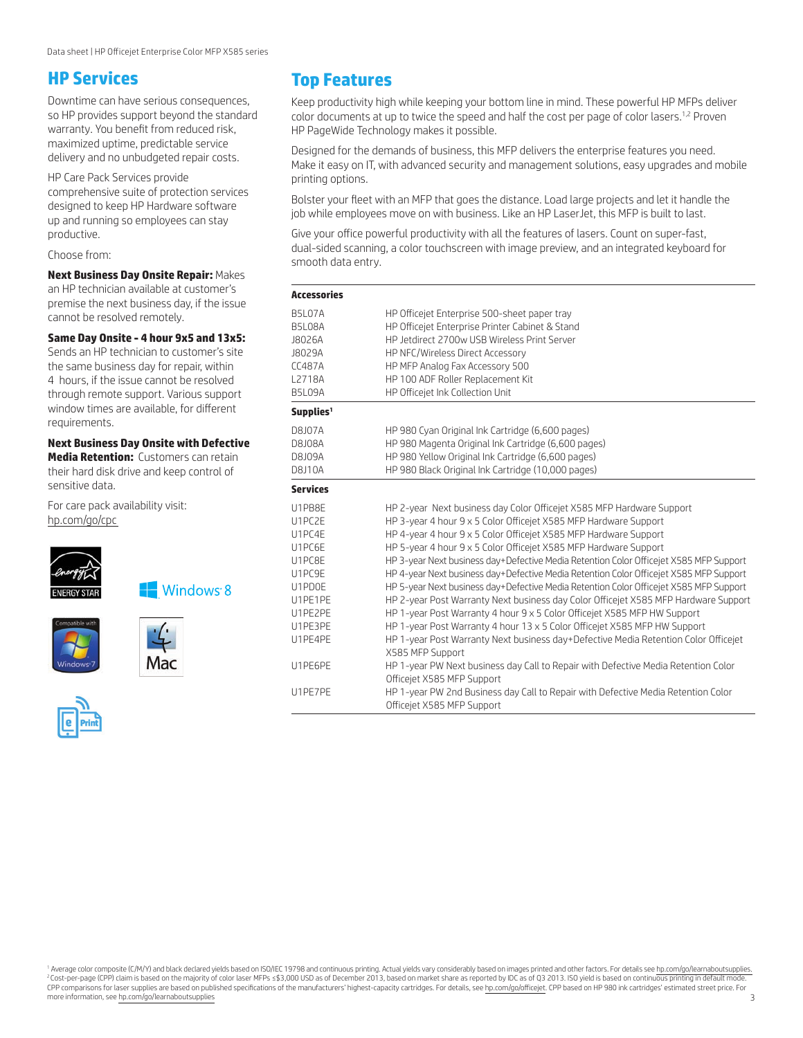## HP Services

Downtime can have serious consequences, so HP provides support beyond the standard warranty. You benefit from reduced risk, maximized uptime, predictable service delivery and no unbudgeted repair costs.

HP Care Pack Services provide comprehensive suite of protection services designed to keep HP Hardware software up and running so employees can stay productive.

Choose from:

**Next Business Day Onsite Repair:** Makes an HP technician available at customer's premise the next business day, if the issue cannot be resolved remotely.

**Same Day Onsite - 4 hour 9x5 and 13x5:** Sends an HP technician to customer's site the same business day for repair, within 4 hours, if the issue cannot be resolved through remote support. Various support window times are available, for different requirements.

**Next Business Day Onsite with Defective Media Retention:** Customers can retain their hard disk drive and keep control of sensitive data.

For care pack availability visit: hp.com/go/cpc

## Top Features

Keep productivity high while keeping your bottom line in mind. These powerful HP MFPs deliver color documents at up to twice the speed and half the cost per page of color lasers.[1,2] Proven HP PageWide Technology makes it possible.

Designed for the demands of business, this MFP delivers the enterprise features you need. Make it easy on IT, with advanced security and management solutions, easy upgrades and mobile printing options.

Bolster your fleet with an MFP that goes the distance. Load large projects and let it handle the job while employees move on with business. Like an HP LaserJet, this MFP is built to last.

Give your office powerful productivity with all the features of lasers. Count on super-fast, dual-sided scanning, a color touchscreen with image preview, and an integrated keyboard for smooth data entry.

| **Accessories** | |
|---|---|
| B5L07A | HP Officejet Enterprise 500-sheet paper tray |
| B5L08A | HP Officejet Enterprise Printer Cabinet & Stand |
| J8026A | HP Jetdirect 2700w USB Wireless Print Server |
| J8029A | HP NFC/Wireless Direct Accessory |
| CC487A | HP MFP Analog Fax Accessory 500 |
| L2718A | HP 100 ADF Roller Replacement Kit |
| B5L09A | HP Officejet Ink Collection Unit |
| **Supplies[1]** | |
| D8J07A | HP 980 Cyan Original Ink Cartridge (6,600 pages) |
| D8J08A | HP 980 Magenta Original Ink Cartridge (6,600 pages) |
| D8J09A | HP 980 Yellow Original Ink Cartridge (6,600 pages) |
| D8J10A | HP 980 Black Original Ink Cartridge (10,000 pages) |
| **Services** | |
| U1PB8E | HP 2-year Next business day Color Officejet X585 MFP Hardware Support |
| U1PC2E | HP 3-year 4 hour 9 x 5 Color Officejet X585 MFP Hardware Support |
| U1PC4E | HP 4-year 4 hour 9 x 5 Color Officejet X585 MFP Hardware Support |
| U1PC6E | HP 5-year 4 hour 9 x 5 Color Officejet X585 MFP Hardware Support |
| U1PC8E | HP 3-year Next business day+Defective Media Retention Color Officejet X585 MFP Support |
| U1PC9E | HP 4-year Next business day+Defective Media Retention Color Officejet X585 MFP Support |
| U1PD0E | HP 5-year Next business day+Defective Media Retention Color Officejet X585 MFP Support |
| U1PE1PE | HP 2-year Post Warranty Next business day Color Officejet X585 MFP Hardware Support |
| U1PE2PE | HP 1-year Post Warranty 4 hour 9 x 5 Color Officejet X585 MFP HW Support |
| U1PE3PE | HP 1-year Post Warranty 4 hour 13 x 5 Color Officejet X585 MFP HW Support |
| U1PE4PE | HP 1-year Post Warranty Next business day+Defective Media Retention Color Officejet X585 MFP Support |
| U1PE6PE | HP 1-year PW Next business day Call to Repair with Defective Media Retention Color Officejet X585 MFP Support |
| U1PE7PE | HP 1-year PW 2nd Business day Call to Repair with Defective Media Retention Color Officejet X585 MFP Support |

[1] Average color composite (C/M/Y) and black declared yields based on ISO/IEC 19798 and continuous printing. Actual yields vary considerably based on images printed and other factors. For details see hp.com/go/learnaboutsupplies.
[2] Cost-per-page (CPP) claim is based on the majority of color laser MFPs ≤$3,000 USD as of December 2013, based on market share as reported by IDC as of Q3 2013. ISO yield is based on continuous printing in default mode. CPP comparisons for laser supplies are based on published specifications of the manufacturers' highest-capacity cartridges. For details, see hp.com/go/officejet. CPP based on HP 980 ink cartridges' estimated street price. For more information, see hp.com/go/learnaboutsupplies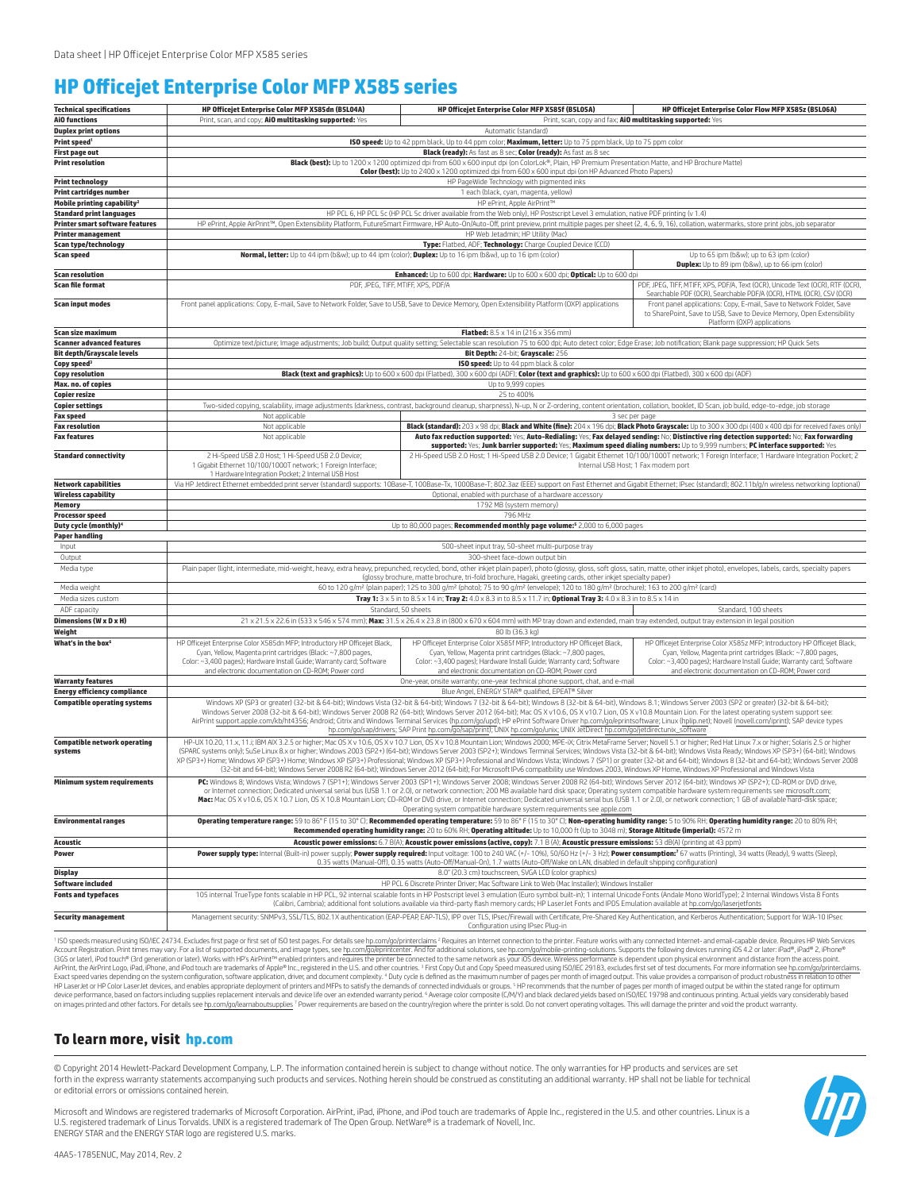# HP Officejet Enterprise Color MFP X585 series

| Technical specifications | HP Officejet Enterprise Color MFP X585dn (B5L04A) | HP Officejet Enterprise Color MFP X585f (B5L05A) | HP Officejet Enterprise Color Flow MFP X585z (B5L06A) |
|---|---|---|---|
| **AiO functions** | Print, scan, and copy; **AiO multitasking supported:** Yes | Print, scan, copy and fax; **AiO multitasking supported:** Yes | |
| **Duplex print options** | Automatic (standard) | | |
| **Print speed**[1] | **ISO speed:** Up to 42 ppm black, Up to 42 ppm color; **Maximum, letter:** Up to 75 ppm black, Up to 75 ppm color | | |
| **First page out** | **Black (ready):** As fast as 8 sec; **Color (ready):** As fast as 8 sec | | |
| **Print resolution** | **Black (best):** Up to 1200 x 1200 optimized dpi from 600 x 600 input dpi (on ColorLok®, Plain, HP Premium Presentation Matte, and HP Brochure Matte) **Color (best):** Up to 2400 x 1200 optimized dpi from 600 x 600 input dpi (on HP Advanced Photo Papers) | | |
| **Print technology** | HP PageWide Technology with pigmented inks | | |
| **Print cartridges number** | 1 each (black, cyan, magenta, yellow) | | |
| **Mobile printing capability**[2] | HP ePrint, Apple AirPrint™ | | |
| **Standard print languages** | HP PCL 6, HP PCL 5c (HP PCL 5c driver available from the Web only), HP Postscript Level 3 emulation, native PDF printing (v 1.4) | | |
| **Printer smart software features** | HP ePrint, Apple AirPrint™, Open Extensibility Platform, FutureSmart Firmware, HP Auto-On/Auto-Off, print preview, print multiple pages per sheet (2, 4, 6, 9, 16), collation, watermarks, store print jobs, job separator | | |
| **Printer management** | HP Web Jetadmin; HP Utility (Mac) | | |
| **Scan type/technology** | **Type:** Flatbed, ADF; **Technology:** Charge Coupled Device (CCD) | | |
| **Scan speed** | **Normal, letter:** Up to 44 ipm (b&w); up to 44 ipm (color); **Duplex:** Up to 16 ipm (b&w), up to 16 ipm (color) | | Up to 65 ipm (b&w); up to 63 ipm (color) **Duplex:** Up to 89 ipm (b&w), up to 66 ipm (color) |
| **Scan resolution** | **Enhanced:** Up to 600 dpi; **Hardware:** Up to 600 x 600 dpi; **Optical:** Up to 600 dpi | | |
| **Scan file format** | PDF, JPEG, TIFF, MTIFF, XPS, PDF/A | | PDF, JPEG, TIFF, MTIFF, XPS, PDF/A, Text (OCR), Unicode Text (OCR), RTF (OCR), Searchable PDF (OCR), Searchable PDF/A (OCR), HTML (OCR), CSV (OCR) |
| **Scan input modes** | Front panel applications: Copy, E-mail, Save to Network Folder, Save to USB, Save to Device Memory, Open Extensibility Platform (OXP) applications | | Front panel applications: Copy, E-mail, Save to Network Folder, Save to SharePoint, Save to USB, Save to Device Memory, Open Extensibility Platform (OXP) applications |
| **Scan size maximum** | **Flatbed:** 8.5 x 14 in (216 x 356 mm) | | |
| **Scanner advanced features** | Optimize text/picture; Image adjustments; Job build; Output quality setting; Selectable scan resolution 75 to 600 dpi; Auto detect color; Edge Erase; Job notification; Blank page suppression; HP Quick Sets | | |
| **Bit depth/Grayscale levels** | **Bit Depth:** 24-bit; **Grayscale:** 256 | | |
| **Copy speed**[3] | **ISO speed:** Up to 44 ppm black & color | | |
| **Copy resolution** | **Black (text and graphics):** Up to 600 x 600 dpi (Flatbed), 300 x 600 dpi (ADF); **Color (text and graphics):** Up to 600 x 600 dpi (Flatbed), 300 x 600 dpi (ADF) | | |
| **Max. no. of copies** | Up to 9,999 copies | | |
| **Copier resize** | 25 to 400% | | |
| **Copier settings** | Two-sided copying, scalability, image adjustments (darkness, contrast, background cleanup, sharpness), N-up, N or Z-ordering, content orientation, collation, booklet, ID Scan, job build, edge-to-edge, job storage | | |
| **Fax speed** | Not applicable | 3 sec per page | |
| **Fax resolution** | Not applicable | **Black (standard):** 203 x 98 dpi; **Black and White (fine):** 204 x 196 dpi; **Black Photo Grayscale:** Up to 300 x 300 dpi (400 x 400 dpi for received faxes only) | |
| **Fax features** | Not applicable | **Auto fax reduction supported:** Yes; **Auto-Redialing:** Yes; **Fax delayed sending:** No; **Distinctive ring detection supported:** No; **Fax forwarding supported:** Yes; **Junk barrier supported:** Yes; **Maximum speed dialing numbers:** Up to 9,999 numbers; **PC interface supported:** Yes | |
| **Standard connectivity** | 2 Hi-Speed USB 2.0 Host; 1 Hi-Speed USB 2.0 Device; 1 Gigabit Ethernet 10/100/1000T network; 1 Foreign Interface; 1 Hardware Integration Pocket; 2 Internal USB Host | 2 Hi-Speed USB 2.0 Host; 1 Hi-Speed USB 2.0 Device; 1 Gigabit Ethernet 10/100/1000T network; 1 Foreign Interface; 1 Hardware Integration Pocket; 2 Internal USB Host; 1 Fax modem port | |
| **Network capabilities** | Via HP Jetdirect Ethernet embedded print server (standard) supports: 10Base-T, 100Base-Tx, 1000Base-T; 802.3az (EEE) support on Fast Ethernet and Gigabit Ethernet; IPsec (standard); 802.11b/g/n wireless networking (optional) | | |
| **Wireless capability** | Optional, enabled with purchase of a hardware accessory | | |
| **Memory** | 1792 MB (system memory) | | |
| **Processor speed** | 796 MHz | | |
| **Duty cycle (monthly)**[4] | Up to 80,000 pages; **Recommended monthly page volume:**[5] 2,000 to 6,000 pages | | |
| **Paper handling** | | | |
| Input | 500-sheet input tray, 50-sheet multi-purpose tray | | |
| Output | 300-sheet face-down output bin | | |
| Media type | Plain paper (light, intermediate, mid-weight, heavy, extra heavy, prepunched, recycled, bond, other inkjet plain paper), photo (glossy, gloss, soft gloss, satin, matte, other inkjet photo), envelopes, labels, cards, specialty papers (glossy brochure, matte brochure, tri-fold brochure, Hagaki, greeting cards, other inkjet specialty paper) | | |
| Media weight | 60 to 120 g/m² (plain paper); 125 to 300 g/m² (photo); 75 to 90 g/m² (envelope); 120 to 180 g/m² (brochure); 163 to 200 g/m² (card) | | |
| Media sizes custom | **Tray 1:** 3 x 5 in to 8.5 x 14 in; **Tray 2:** 4.0 x 8.3 in to 8.5 x 11.7 in; **Optional Tray 3:** 4.0 x 8.3 in to 8.5 x 14 in | | |
| ADF capacity | Standard, 50 sheets | | Standard, 100 sheets |
| **Dimensions (W x D x H)** | 21 x 21.5 x 22.6 in (533 x 546 x 574 mm); **Max:** 31.5 x 26.4 x 23.8 in (800 x 670 x 604 mm) with MP tray down and extended, main tray extended, output tray extension in legal position | | |
| **Weight** | 80 lb (36.3 kg) | | |
| **What's in the box**[6] | HP Officejet Enterprise Color X585dn MFP; Introductory HP Officejet Black, Cyan, Yellow, Magenta print cartridges (Black: ~7,800 pages, Color: ~3,400 pages); Hardware Install Guide; Warranty card; Software and electronic documentation on CD-ROM; Power cord | HP Officejet Enterprise Color X585f MFP; Introductory HP Officejet Black, Cyan, Yellow, Magenta print cartridges (Black: ~7,800 pages, Color: ~3,400 pages); Hardware Install Guide; Warranty card; Software and electronic documentation on CD-ROM; Power cord | HP Officejet Enterprise Color X585z MFP; Introductory HP Officejet Black, Cyan, Yellow, Magenta print cartridges (Black: ~7,800 pages, Color: ~3,400 pages); Hardware Install Guide; Warranty card; Software and electronic documentation on CD-ROM; Power cord |
| **Warranty features** | One-year, onsite warranty; one-year technical phone support, chat, and e-mail | | |
| **Energy efficiency compliance** | Blue Angel, ENERGY STAR® qualified, EPEAT® Silver | | |
| **Compatible operating systems** | Windows XP (SP3 or greater) (32-bit & 64-bit); Windows Vista (32-bit & 64-bit); Windows 7 (32-bit & 64-bit); Windows 8 (32-bit & 64-bit); Windows 8.1; Windows Server 2003 (SP2 or greater) (32-bit & 64-bit); Windows Server 2008 (32-bit & 64-bit); Windows Server 2008 R2 (64-bit); Windows Server 2012 (64-bit); Mac OS X v10.6, OS X v10.7 Lion, OS X v10.8 Mountain Lion. For the latest operating system support see: AirPrint support.apple.com/kb/ht4356; Android; Citrix and Windows Terminal Services (hp.com/go/upd); HP ePrint Software Driver hp.com/go/eprintsoftware; Linux (hplip.net); Novell (novell.com/iprint); SAP device types hp.com/go/sap/drivers; SAP Print hp.com/go/sap/print); UNIX hp.com/go/unix; UNIX JetDirect hp.com/go/jetdirectunix_software | | |
| **Compatible network operating systems** | HP-UX 10.20, 11.x, 11.i; IBM AIX 3.2.5 or higher; Mac OS X v 10.6, OS X v 10.7 Lion, OS X v 10.8 Mountain Lion; Windows 2000; MPE-iX; Citrix MetaFrame Server; Novell 5.1 or higher; Red Hat Linux 7.x or higher; Solaris 2.5 or higher (SPARC systems only); SuSe Linux 8.x or higher; Windows 2003 (SP2+) Windows Server 2003 (SP2+); Windows Terminal Services; Windows Vista (32-bit & 64-bit); Windows Vista Ready; Windows XP (SP3+) (64-bit); Windows XP (SP3+) Home; Windows XP (SP3+) Home; Windows XP (SP3+) Professional; Windows XP (SP3+) Professional and Windows Vista; Windows 7 (SP1) or greater (32-bit and 64-bit); Windows 8 (32-bit and 64-bit); Windows Server 2008 (32-bit and 64-bit); Windows Server 2008 R2 (64-bit); Windows Server 2012 (64-bit); For Microsoft IPv6 compatibility use Windows 2003, Windows XP Home, Windows XP Professional and Windows Vista | | |
| **Minimum system requirements** | **PC:** Windows 8; Windows Vista; Windows 7 (SP1+); Windows Server 2003 (SP1+); Windows Server 2008; Windows Server 2008 R2 (64-bit); Windows Server 2012 (64-bit); Windows XP (SP2+); CD-ROM or DVD drive, or Internet connection; Dedicated universal serial bus (USB 1.1 or 2.0), or network connection; 200 MB available hard disk space; Operating system compatible hardware system requirements see microsoft.com; **Mac:** Mac OS X v10.6, OS X 10.7 Lion, OS X 10.8 Mountain Lion; CD-ROM or DVD drive, or Internet connection; Dedicated universal serial bus (USB 1.1 or 2.0) or network connection; 1 GB of available hard-disk space; Operating system compatible hardware system requirements see apple.com | | |
| **Environmental ranges** | **Operating temperature range:** 59 to 86° F (15 to 30° C); **Recommended operating temperature:** 59 to 86° F (15 to 30° C); **Non-operating humidity range:** 5 to 90% RH; **Operating humidity range:** 20 to 80% RH; **Recommended operating humidity range:** 20 to 60% RH; **Operating altitude:** Up to 10,000 ft (Up to 3048 m); **Storage Altitude (imperial):** 4572 m | | |
| **Acoustic** | **Acoustic power emissions:** 6.7 B(A); **Acoustic power emissions (active, copy):** 7.1 B (A); **Acoustic pressure emissions:** 53 dB(A) (printing at 43 ppm) | | |
| **Power** | **Power supply type:** Internal (Built-in) power supply; **Power supply required:** Input voltage: 100 to 240 VAC (+/- 10%), 50/60 Hz (+/- 3 Hz); **Power consumption:**[7] 67 watts (Printing), 34 watts (Ready), 9 watts (Sleep), 0.35 watts (Manual-Off), 0.35 watts (Auto-Off/Manual-On), 1.7 watts (Auto-Off/Wake on LAN, disabled in default shipping configuration) | | |
| **Display** | 8.0" (20.3 cm) touchscreen, SVGA LCD (color graphics) | | |
| **Software included** | HP PCL 6 Discrete Printer Driver; Mac Software Link to Web (Mac Installer); Windows Installer | | |
| **Fonts and typefaces** | 105 internal TrueType fonts scalable in HP PCL, 92 internal scalable fonts in HP Postscript level 3 emulation (Euro symbol built-in); 1 internal Unicode Fonts (Andale Mono WorldType); 2 Internal Windows Vista 8 Fonts (Calibri, Cambria); additional font solutions available via third-party flash memory cards; HP LaserJet Fonts and IPDS Emulation available at hp.com/go/laserjetfonts | | |
| **Security management** | Management security: SNMPv3, SSL/TLS, 802.1X authentication (EAP-PEAP, EAP-TLS), IPP over TLS, IPsec/Firewall with Certificate, Pre-Shared Key Authentication, and Kerberos Authentication; Support for WJA-10 IPsec Configuration using IPsec Plug-in | | |

[1] ISO speeds measured using ISO/IEC 24734. Excludes first page or first set of ISO test pages. For details see hp.com/go/printerclaims [2] Requires an Internet connection to the printer. Feature works with any connected Internet- and email-capable device. Requires HP Web Services Account Registration. Print times may vary. For a list of supported documents, and image types, see hp.com/go/eprintcenter. And for additional solutions, see hp.com/go/mobile-printing-solutions. Supports the following devices running iOS 4.2 or later: iPad®, iPad® 2, iPhone® (3GS or later), iPod touch® (3rd generation or later). Works with HP's AirPrint™ enabled printers and requires the printer be connected to the same network as your iOS device. Wireless performance is dependent upon physical environment and distance from the access point. AirPrint, the AirPrint Logo, iPad, iPhone, and iPod touch are trademarks of Apple® Inc., registered in the U.S. and other countries. [3] First Copy Out and Copy Speed measured using ISO/IEC 29183, excludes first set of test documents. For more information see hp.com/go/printerclaims. Exact speed varies depending on the system configuration, software application, driver, and document complexity. [4] Duty cycle is defined as the maximum number of pages per month of imaged output. This value provides a comparison of product robustness in relation to other HP LaserJet or HP Color LaserJet devices, and enables appropriate deployment of printers and MFPs to satisfy the demands of connected individuals or groups. [5] HP recommends that the number of pages per month of imaged output be within the stated range for optimum device performance, based on factors including supplies replacement intervals and device life over an extended warranty period. [6] Average color composite (C/M/Y) and black declared yields based on ISO/IEC 19798 and continuous printing. Actual yields vary considerably based on images printed and other factors. For details see hp.com/go/learnaboutsupplies [7] Power requirements are based on the country/region where the printer is sold. Do not convert operating voltages. This will damage the printer and void the product warranty.

## To learn more, visit hp.com

© Copyright 2014 Hewlett-Packard Development Company, L.P. The information contained herein is subject to change without notice. The only warranties for HP products and services are set forth in the express warranty statements accompanying such products and services. Nothing herein should be construed as constituting an additional warranty. HP shall not be liable for technical or editorial errors or omissions contained herein.

Microsoft and Windows are registered trademarks of Microsoft Corporation. AirPrint, iPad, iPhone, and iPod touch are trademarks of Apple Inc., registered in the U.S. and other countries. Linux is a U.S. registered trademark of Linus Torvalds. UNIX is a registered trademark of The Open Group. NetWare® is a trademark of Novell, Inc. ENERGY STAR and the ENERGY STAR logo are registered U.S. marks.

4AA5-1785ENUC, May 2014, Rev. 2